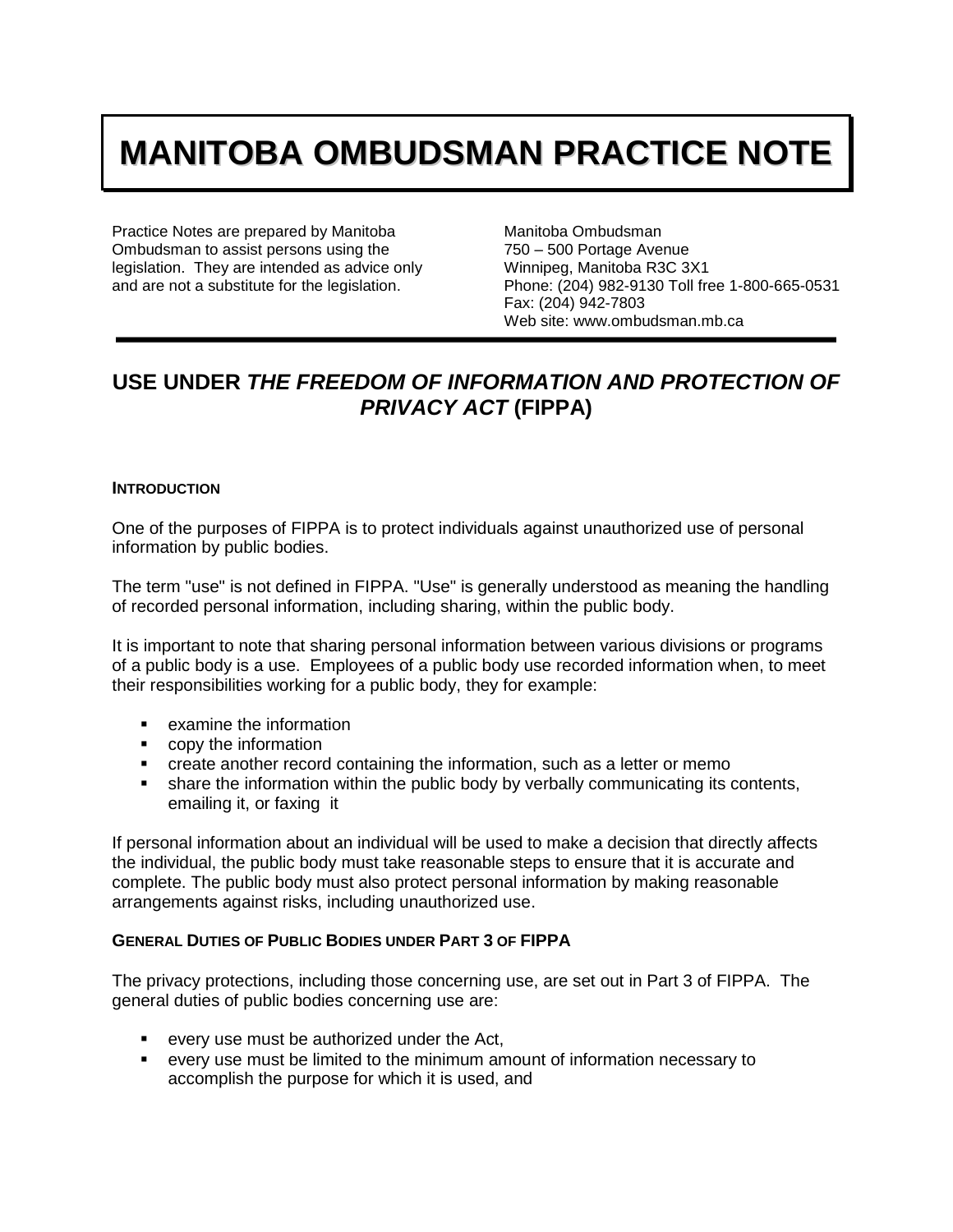# MANITOBA OMBUDSMAN PRACTICE NOTE

Practice Notes are prepared by Manitoba Ombudsman to assist persons using the legislation. They are intended as advice only and are not a substitute for the legislation.

Manitoba Ombudsman
750 – 500 Portage Avenue
Winnipeg, Manitoba R3C 3X1
Phone: (204) 982-9130 Toll free 1-800-665-0531
Fax: (204) 942-7803
Web site: www.ombudsman.mb.ca

## USE UNDER *THE FREEDOM OF INFORMATION AND PROTECTION OF PRIVACY ACT* (FIPPA)

### INTRODUCTION

One of the purposes of FIPPA is to protect individuals against unauthorized use of personal information by public bodies.

The term "use" is not defined in FIPPA. "Use" is generally understood as meaning the handling of recorded personal information, including sharing, within the public body.

It is important to note that sharing personal information between various divisions or programs of a public body is a use. Employees of a public body use recorded information when, to meet their responsibilities working for a public body, they for example:

- examine the information
- copy the information
- create another record containing the information, such as a letter or memo
- share the information within the public body by verbally communicating its contents, emailing it, or faxing it

If personal information about an individual will be used to make a decision that directly affects the individual, the public body must take reasonable steps to ensure that it is accurate and complete. The public body must also protect personal information by making reasonable arrangements against risks, including unauthorized use.

### GENERAL DUTIES OF PUBLIC BODIES UNDER PART 3 OF FIPPA

The privacy protections, including those concerning use, are set out in Part 3 of FIPPA. The general duties of public bodies concerning use are:

- every use must be authorized under the Act,
- every use must be limited to the minimum amount of information necessary to accomplish the purpose for which it is used, and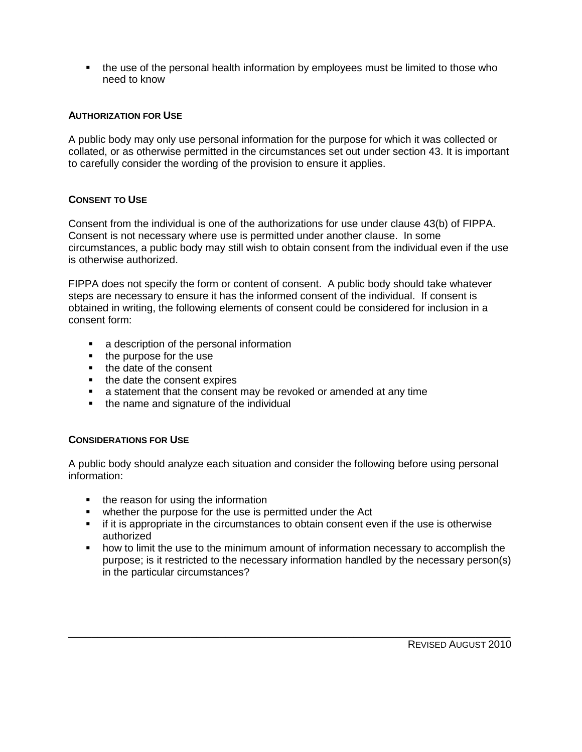- the use of the personal health information by employees must be limited to those who need to know

### AUTHORIZATION FOR USE

A public body may only use personal information for the purpose for which it was collected or collated, or as otherwise permitted in the circumstances set out under section 43. It is important to carefully consider the wording of the provision to ensure it applies.

### CONSENT TO USE

Consent from the individual is one of the authorizations for use under clause 43(b) of FIPPA. Consent is not necessary where use is permitted under another clause. In some circumstances, a public body may still wish to obtain consent from the individual even if the use is otherwise authorized.

FIPPA does not specify the form or content of consent. A public body should take whatever steps are necessary to ensure it has the informed consent of the individual. If consent is obtained in writing, the following elements of consent could be considered for inclusion in a consent form:

- a description of the personal information
- the purpose for the use
- the date of the consent
- the date the consent expires
- a statement that the consent may be revoked or amended at any time
- the name and signature of the individual

### CONSIDERATIONS FOR USE

A public body should analyze each situation and consider the following before using personal information:

- the reason for using the information
- whether the purpose for the use is permitted under the Act
- if it is appropriate in the circumstances to obtain consent even if the use is otherwise authorized
- how to limit the use to the minimum amount of information necessary to accomplish the purpose; is it restricted to the necessary information handled by the necessary person(s) in the particular circumstances?